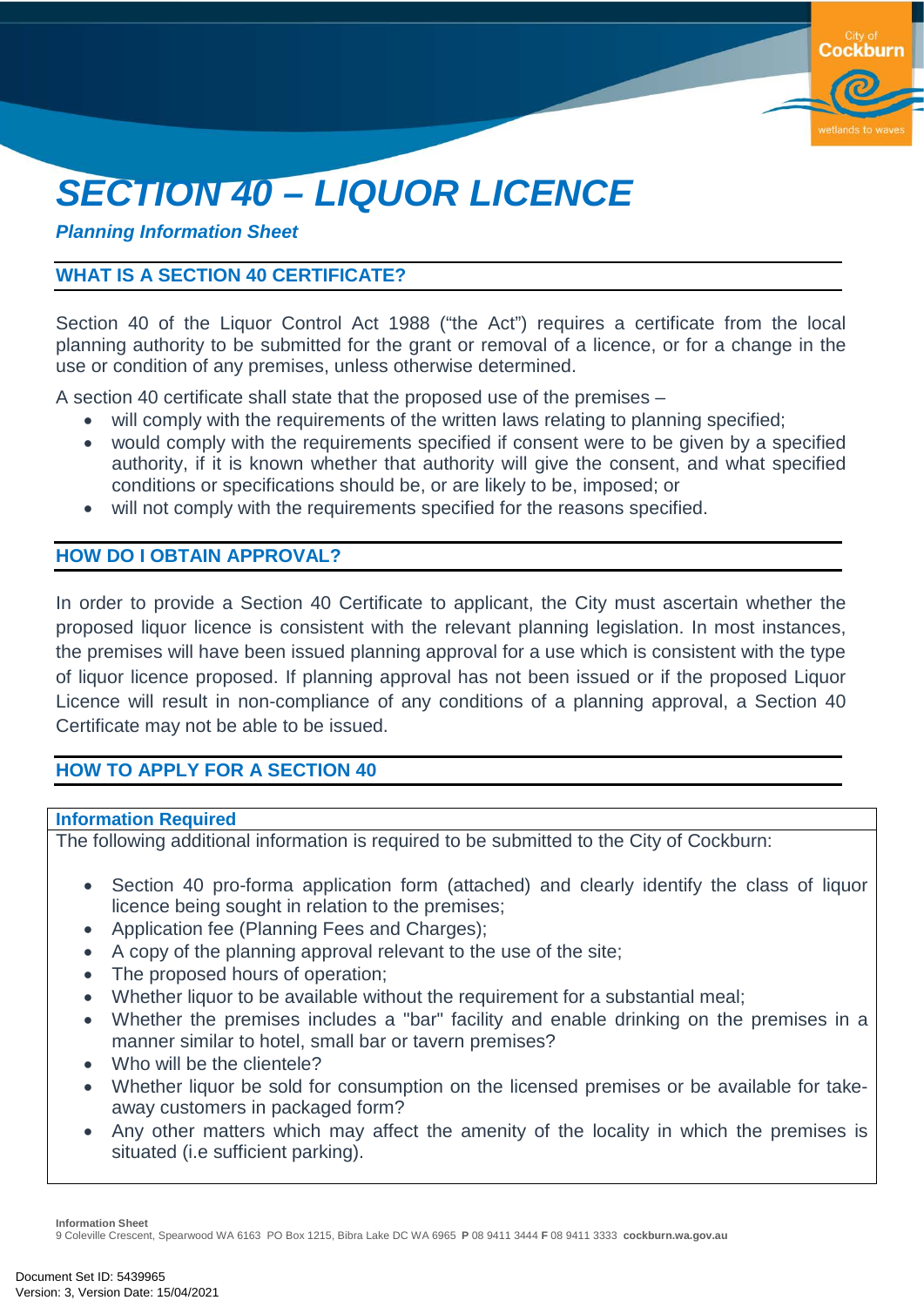# *SECTION 40 – LIQUOR LICENCE*

***Planning Information Sheet***

## WHAT IS A SECTION 40 CERTIFICATE?

Section 40 of the Liquor Control Act 1988 ("the Act") requires a certificate from the local planning authority to be submitted for the grant or removal of a licence, or for a change in the use or condition of any premises, unless otherwise determined.

A section 40 certificate shall state that the proposed use of the premises –

- will comply with the requirements of the written laws relating to planning specified;
- would comply with the requirements specified if consent were to be given by a specified authority, if it is known whether that authority will give the consent, and what specified conditions or specifications should be, or are likely to be, imposed; or
- will not comply with the requirements specified for the reasons specified.

## HOW DO I OBTAIN APPROVAL?

In order to provide a Section 40 Certificate to applicant, the City must ascertain whether the proposed liquor licence is consistent with the relevant planning legislation. In most instances, the premises will have been issued planning approval for a use which is consistent with the type of liquor licence proposed. If planning approval has not been issued or if the proposed Liquor Licence will result in non-compliance of any conditions of a planning approval, a Section 40 Certificate may not be able to be issued.

## HOW TO APPLY FOR A SECTION 40

### Information Required

The following additional information is required to be submitted to the City of Cockburn:

- Section 40 pro-forma application form (attached) and clearly identify the class of liquor licence being sought in relation to the premises;
- Application fee (Planning Fees and Charges);
- A copy of the planning approval relevant to the use of the site;
- The proposed hours of operation;
- Whether liquor to be available without the requirement for a substantial meal;
- Whether the premises includes a "bar" facility and enable drinking on the premises in a manner similar to hotel, small bar or tavern premises?
- Who will be the clientele?
- Whether liquor be sold for consumption on the licensed premises or be available for take-away customers in packaged form?
- Any other matters which may affect the amenity of the locality in which the premises is situated (i.e sufficient parking).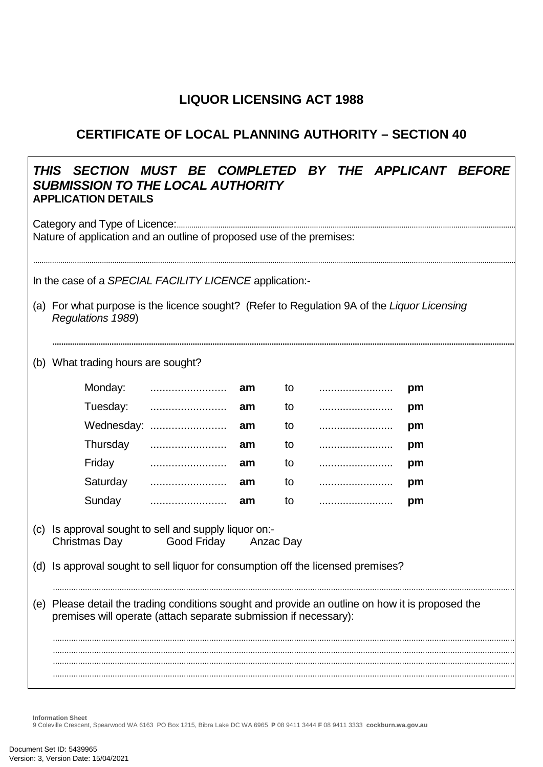# LIQUOR LICENSING ACT 1988

## CERTIFICATE OF LOCAL PLANNING AUTHORITY – SECTION 40

***THIS SECTION MUST BE COMPLETED BY THE APPLICANT BEFORE SUBMISSION TO THE LOCAL AUTHORITY***

**APPLICATION DETAILS**

Category and Type of Licence:..........................................................................................................

Nature of application and an outline of proposed use of the premises:

..........................................................................................................

In the case of a *SPECIAL FACILITY LICENCE* application:-

(a) For what purpose is the licence sought? (Refer to Regulation 9A of the *Liquor Licensing Regulations 1989*)

..........................................................................................................

(b) What trading hours are sought?

| | | | | | |
|---|---|---|---|---|---|
| Monday: | ......................... | **am** | to | ......................... | **pm** |
| Tuesday: | ......................... | **am** | to | ......................... | **pm** |
| Wednesday: | ......................... | **am** | to | ......................... | **pm** |
| Thursday | ......................... | **am** | to | ......................... | **pm** |
| Friday | ......................... | **am** | to | ......................... | **pm** |
| Saturday | ......................... | **am** | to | ......................... | **pm** |
| Sunday | ......................... | **am** | to | ......................... | **pm** |

(c) Is approval sought to sell and supply liquor on:-
Christmas Day Good Friday Anzac Day

(d) Is approval sought to sell liquor for consumption off the licensed premises?

..........................................................................................................

(e) Please detail the trading conditions sought and provide an outline on how it is proposed the premises will operate (attach separate submission if necessary):

..........................................................................................................
..........................................................................................................
..........................................................................................................
..........................................................................................................

**Information Sheet**
9 Coleville Crescent, Spearwood WA 6163 PO Box 1215, Bibra Lake DC WA 6965 **P** 08 9411 3444 **F** 08 9411 3333 **cockburn.wa.gov.au**

Document Set ID: 5439965
Version: 3, Version Date: 15/04/2021